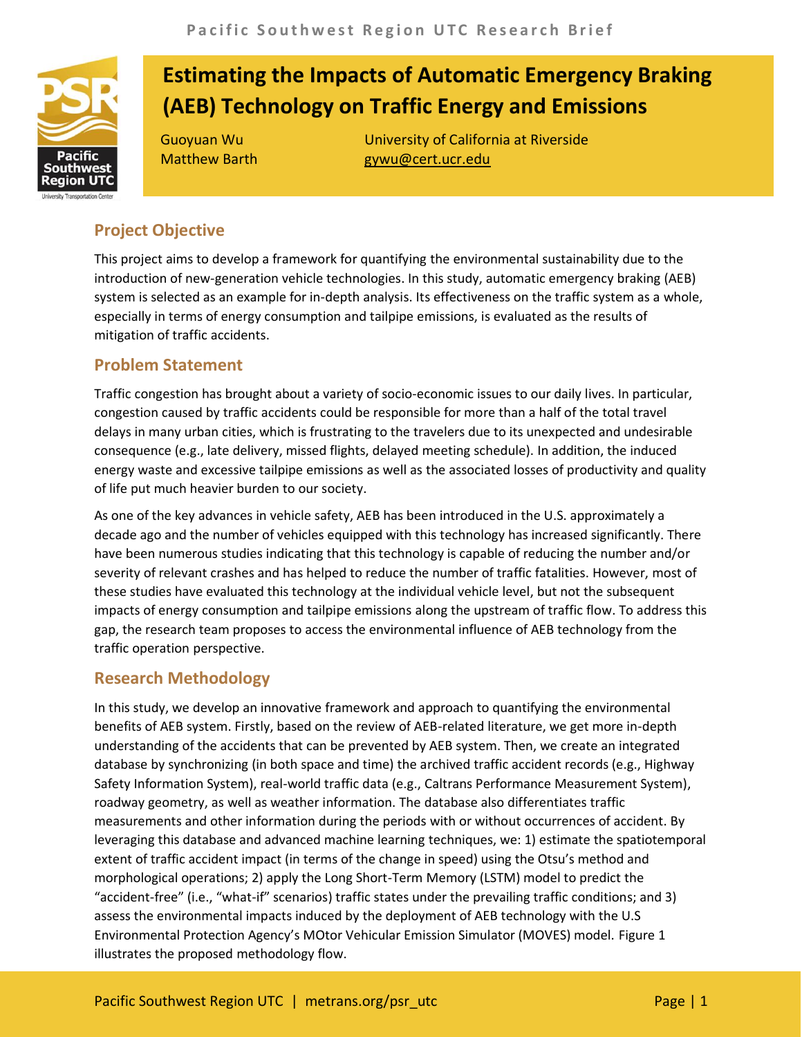# Estimating the Impacts of Automatic Emergency Braking (AEB) Technology on Traffic Energy and Emissions

Guoyuan Wu
Matthew Barth

University of California at Riverside
gywu@cert.ucr.edu

## Project Objective

This project aims to develop a framework for quantifying the environmental sustainability due to the introduction of new-generation vehicle technologies. In this study, automatic emergency braking (AEB) system is selected as an example for in-depth analysis. Its effectiveness on the traffic system as a whole, especially in terms of energy consumption and tailpipe emissions, is evaluated as the results of mitigation of traffic accidents.

## Problem Statement

Traffic congestion has brought about a variety of socio-economic issues to our daily lives. In particular, congestion caused by traffic accidents could be responsible for more than a half of the total travel delays in many urban cities, which is frustrating to the travelers due to its unexpected and undesirable consequence (e.g., late delivery, missed flights, delayed meeting schedule). In addition, the induced energy waste and excessive tailpipe emissions as well as the associated losses of productivity and quality of life put much heavier burden to our society.

As one of the key advances in vehicle safety, AEB has been introduced in the U.S. approximately a decade ago and the number of vehicles equipped with this technology has increased significantly. There have been numerous studies indicating that this technology is capable of reducing the number and/or severity of relevant crashes and has helped to reduce the number of traffic fatalities. However, most of these studies have evaluated this technology at the individual vehicle level, but not the subsequent impacts of energy consumption and tailpipe emissions along the upstream of traffic flow. To address this gap, the research team proposes to access the environmental influence of AEB technology from the traffic operation perspective.

## Research Methodology

In this study, we develop an innovative framework and approach to quantifying the environmental benefits of AEB system. Firstly, based on the review of AEB-related literature, we get more in-depth understanding of the accidents that can be prevented by AEB system. Then, we create an integrated database by synchronizing (in both space and time) the archived traffic accident records (e.g., Highway Safety Information System), real-world traffic data (e.g., Caltrans Performance Measurement System), roadway geometry, as well as weather information. The database also differentiates traffic measurements and other information during the periods with or without occurrences of accident. By leveraging this database and advanced machine learning techniques, we: 1) estimate the spatiotemporal extent of traffic accident impact (in terms of the change in speed) using the Otsu's method and morphological operations; 2) apply the Long Short-Term Memory (LSTM) model to predict the "accident-free" (i.e., "what-if" scenarios) traffic states under the prevailing traffic conditions; and 3) assess the environmental impacts induced by the deployment of AEB technology with the U.S Environmental Protection Agency's MOtor Vehicular Emission Simulator (MOVES) model. Figure 1 illustrates the proposed methodology flow.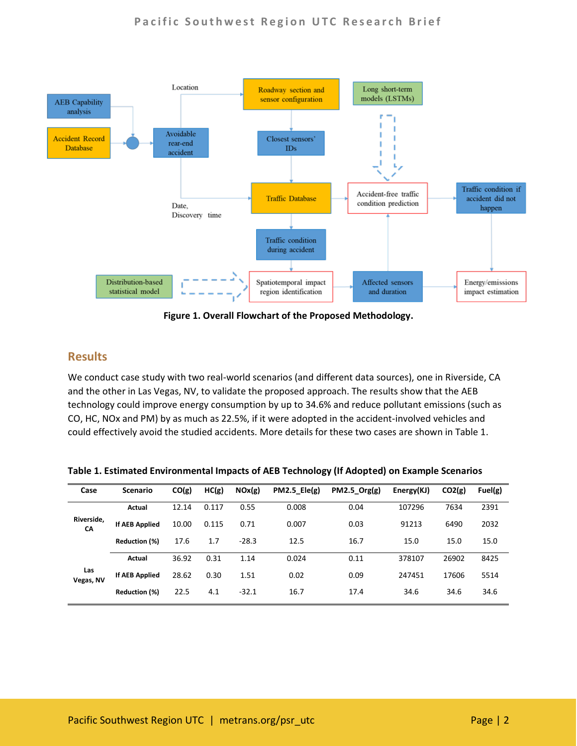Location

AEB Capability analysis

Accident Record Database

Avoidable rear-end accident

Roadway section and sensor configuration

Long short-term models (LSTMs)

Closest sensors' IDs

Traffic Database

Accident-free traffic condition prediction

Traffic condition if accident did not happen

Date, Discovery time

Traffic condition during accident

Distribution-based statistical model

Spatiotemporal impact region identification

Affected sensors and duration

Energy/emissions impact estimation

**Figure 1. Overall Flowchart of the Proposed Methodology.**

## Results

We conduct case study with two real-world scenarios (and different data sources), one in Riverside, CA and the other in Las Vegas, NV, to validate the proposed approach. The results show that the AEB technology could improve energy consumption by up to 34.6% and reduce pollutant emissions (such as CO, HC, NOx and PM) by as much as 22.5%, if it were adopted in the accident-involved vehicles and could effectively avoid the studied accidents. More details for these two cases are shown in Table 1.

**Table 1. Estimated Environmental Impacts of AEB Technology (If Adopted) on Example Scenarios**

| Case | Scenario | CO(g) | HC(g) | NOx(g) | PM2.5_Ele(g) | PM2.5_Org(g) | Energy(KJ) | CO2(g) | Fuel(g) |
|---|---|---|---|---|---|---|---|---|---|
| Riverside, CA | Actual | 12.14 | 0.117 | 0.55 | 0.008 | 0.04 | 107296 | 7634 | 2391 |
| | If AEB Applied | 10.00 | 0.115 | 0.71 | 0.007 | 0.03 | 91213 | 6490 | 2032 |
| | Reduction (%) | 17.6 | 1.7 | -28.3 | 12.5 | 16.7 | 15.0 | 15.0 | 15.0 |
| Las Vegas, NV | Actual | 36.92 | 0.31 | 1.14 | 0.024 | 0.11 | 378107 | 26902 | 8425 |
| | If AEB Applied | 28.62 | 0.30 | 1.51 | 0.02 | 0.09 | 247451 | 17606 | 5514 |
| | Reduction (%) | 22.5 | 4.1 | -32.1 | 16.7 | 17.4 | 34.6 | 34.6 | 34.6 |